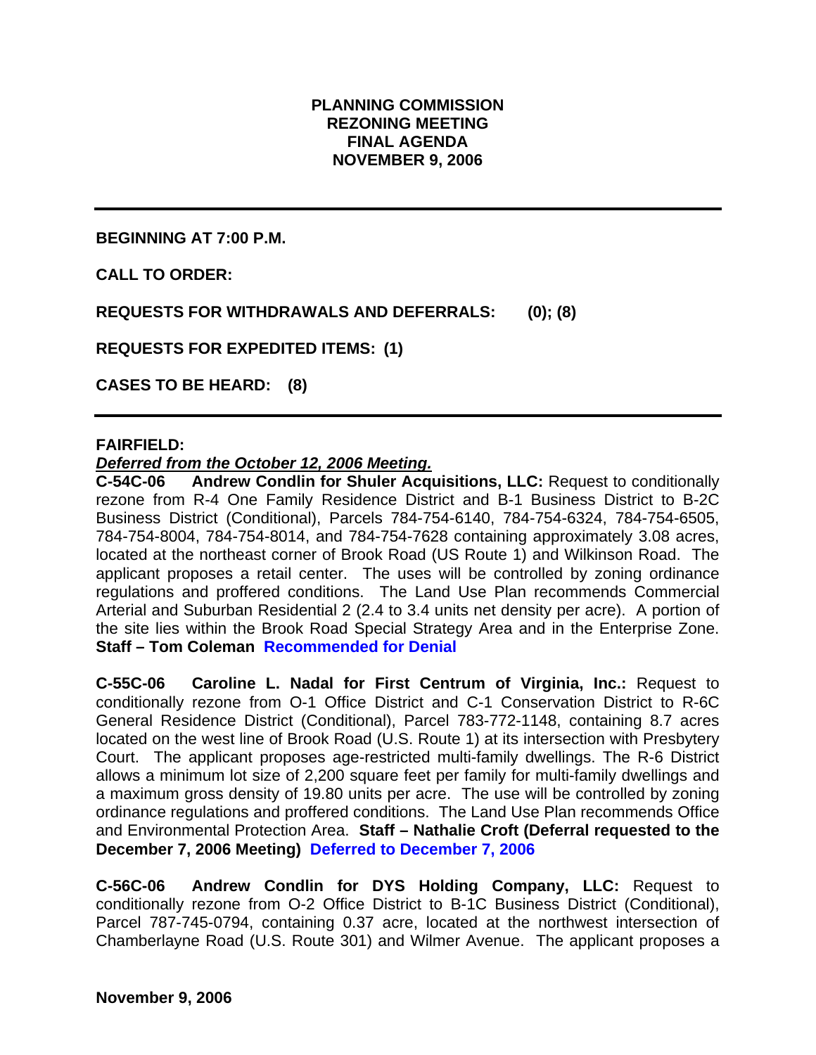# PLANNING COMMISSION
# REZONING MEETING
# FINAL AGENDA
# NOVEMBER 9, 2006

---

**BEGINNING AT 7:00 P.M.**

**CALL TO ORDER:**

**REQUESTS FOR WITHDRAWALS AND DEFERRALS: (0); (8)**

**REQUESTS FOR EXPEDITED ITEMS: (1)**

**CASES TO BE HEARD: (8)**

---

**FAIRFIELD:**

***Deferred from the October 12, 2006 Meeting.***

**C-54C-06 Andrew Condlin for Shuler Acquisitions, LLC:** Request to conditionally rezone from R-4 One Family Residence District and B-1 Business District to B-2C Business District (Conditional), Parcels 784-754-6140, 784-754-6324, 784-754-6505, 784-754-8004, 784-754-8014, and 784-754-7628 containing approximately 3.08 acres, located at the northeast corner of Brook Road (US Route 1) and Wilkinson Road. The applicant proposes a retail center. The uses will be controlled by zoning ordinance regulations and proffered conditions. The Land Use Plan recommends Commercial Arterial and Suburban Residential 2 (2.4 to 3.4 units net density per acre). A portion of the site lies within the Brook Road Special Strategy Area and in the Enterprise Zone. **Staff – Tom Coleman Recommended for Denial**

**C-55C-06 Caroline L. Nadal for First Centrum of Virginia, Inc.:** Request to conditionally rezone from O-1 Office District and C-1 Conservation District to R-6C General Residence District (Conditional), Parcel 783-772-1148, containing 8.7 acres located on the west line of Brook Road (U.S. Route 1) at its intersection with Presbytery Court. The applicant proposes age-restricted multi-family dwellings. The R-6 District allows a minimum lot size of 2,200 square feet per family for multi-family dwellings and a maximum gross density of 19.80 units per acre. The use will be controlled by zoning ordinance regulations and proffered conditions. The Land Use Plan recommends Office and Environmental Protection Area. **Staff – Nathalie Croft (Deferral requested to the December 7, 2006 Meeting) Deferred to December 7, 2006**

**C-56C-06 Andrew Condlin for DYS Holding Company, LLC:** Request to conditionally rezone from O-2 Office District to B-1C Business District (Conditional), Parcel 787-745-0794, containing 0.37 acre, located at the northwest intersection of Chamberlayne Road (U.S. Route 301) and Wilmer Avenue. The applicant proposes a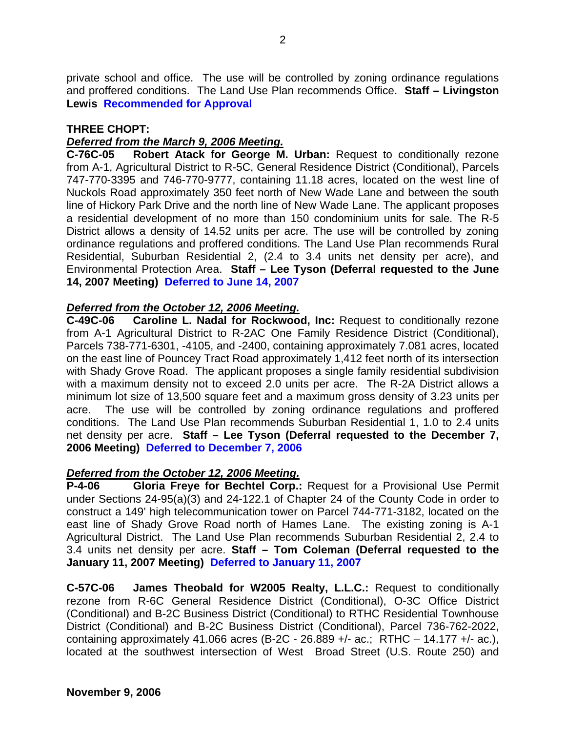private school and office. The use will be controlled by zoning ordinance regulations and proffered conditions. The Land Use Plan recommends Office. **Staff – Livingston Lewis** **Recommended for Approval**

**THREE CHOPT:**

***Deferred from the March 9, 2006 Meeting.***

**C-76C-05 Robert Atack for George M. Urban:** Request to conditionally rezone from A-1, Agricultural District to R-5C, General Residence District (Conditional), Parcels 747-770-3395 and 746-770-9777, containing 11.18 acres, located on the west line of Nuckols Road approximately 350 feet north of New Wade Lane and between the south line of Hickory Park Drive and the north line of New Wade Lane. The applicant proposes a residential development of no more than 150 condominium units for sale. The R-5 District allows a density of 14.52 units per acre. The use will be controlled by zoning ordinance regulations and proffered conditions. The Land Use Plan recommends Rural Residential, Suburban Residential 2, (2.4 to 3.4 units net density per acre), and Environmental Protection Area. **Staff – Lee Tyson (Deferral requested to the June 14, 2007 Meeting)** **Deferred to June 14, 2007**

***Deferred from the October 12, 2006 Meeting.***

**C-49C-06 Caroline L. Nadal for Rockwood, Inc:** Request to conditionally rezone from A-1 Agricultural District to R-2AC One Family Residence District (Conditional), Parcels 738-771-6301, -4105, and -2400, containing approximately 7.081 acres, located on the east line of Pouncey Tract Road approximately 1,412 feet north of its intersection with Shady Grove Road. The applicant proposes a single family residential subdivision with a maximum density not to exceed 2.0 units per acre. The R-2A District allows a minimum lot size of 13,500 square feet and a maximum gross density of 3.23 units per acre. The use will be controlled by zoning ordinance regulations and proffered conditions. The Land Use Plan recommends Suburban Residential 1, 1.0 to 2.4 units net density per acre. **Staff – Lee Tyson (Deferral requested to the December 7, 2006 Meeting)** **Deferred to December 7, 2006**

***Deferred from the October 12, 2006 Meeting.***

**P-4-06 Gloria Freye for Bechtel Corp.:** Request for a Provisional Use Permit under Sections 24-95(a)(3) and 24-122.1 of Chapter 24 of the County Code in order to construct a 149' high telecommunication tower on Parcel 744-771-3182, located on the east line of Shady Grove Road north of Hames Lane. The existing zoning is A-1 Agricultural District. The Land Use Plan recommends Suburban Residential 2, 2.4 to 3.4 units net density per acre. **Staff – Tom Coleman (Deferral requested to the January 11, 2007 Meeting)** **Deferred to January 11, 2007**

**C-57C-06 James Theobald for W2005 Realty, L.L.C.:** Request to conditionally rezone from R-6C General Residence District (Conditional), O-3C Office District (Conditional) and B-2C Business District (Conditional) to RTHC Residential Townhouse District (Conditional) and B-2C Business District (Conditional), Parcel 736-762-2022, containing approximately 41.066 acres (B-2C - 26.889 +/- ac.; RTHC – 14.177 +/- ac.), located at the southwest intersection of West Broad Street (U.S. Route 250) and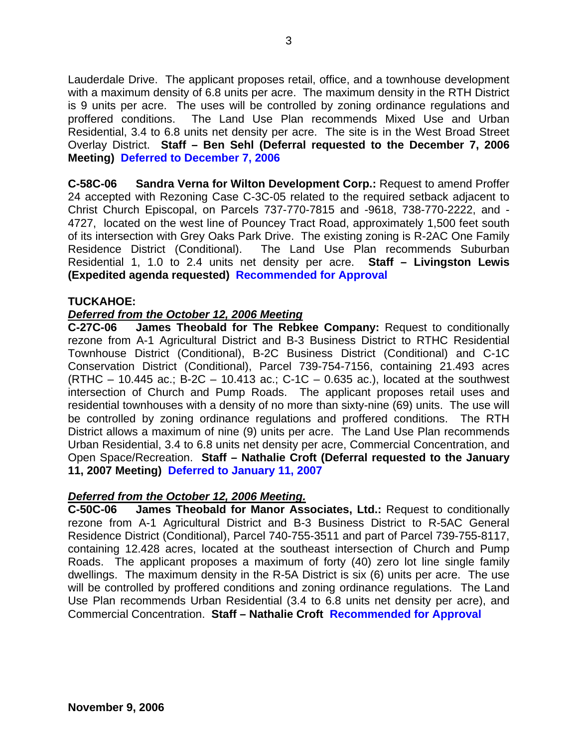Lauderdale Drive. The applicant proposes retail, office, and a townhouse development with a maximum density of 6.8 units per acre. The maximum density in the RTH District is 9 units per acre. The uses will be controlled by zoning ordinance regulations and proffered conditions. The Land Use Plan recommends Mixed Use and Urban Residential, 3.4 to 6.8 units net density per acre. The site is in the West Broad Street Overlay District. **Staff – Ben Sehl (Deferral requested to the December 7, 2006 Meeting)** **Deferred to December 7, 2006**

**C-58C-06 Sandra Verna for Wilton Development Corp.:** Request to amend Proffer 24 accepted with Rezoning Case C-3C-05 related to the required setback adjacent to Christ Church Episcopal, on Parcels 737-770-7815 and -9618, 738-770-2222, and -4727, located on the west line of Pouncey Tract Road, approximately 1,500 feet south of its intersection with Grey Oaks Park Drive. The existing zoning is R-2AC One Family Residence District (Conditional). The Land Use Plan recommends Suburban Residential 1, 1.0 to 2.4 units net density per acre. **Staff – Livingston Lewis (Expedited agenda requested)** **Recommended for Approval**

**TUCKAHOE:**

***Deferred from the October 12, 2006 Meeting***

**C-27C-06 James Theobald for The Rebkee Company:** Request to conditionally rezone from A-1 Agricultural District and B-3 Business District to RTHC Residential Townhouse District (Conditional), B-2C Business District (Conditional) and C-1C Conservation District (Conditional), Parcel 739-754-7156, containing 21.493 acres (RTHC – 10.445 ac.; B-2C – 10.413 ac.; C-1C – 0.635 ac.), located at the southwest intersection of Church and Pump Roads. The applicant proposes retail uses and residential townhouses with a density of no more than sixty-nine (69) units. The use will be controlled by zoning ordinance regulations and proffered conditions. The RTH District allows a maximum of nine (9) units per acre. The Land Use Plan recommends Urban Residential, 3.4 to 6.8 units net density per acre, Commercial Concentration, and Open Space/Recreation. **Staff – Nathalie Croft (Deferral requested to the January 11, 2007 Meeting)** **Deferred to January 11, 2007**

***Deferred from the October 12, 2006 Meeting.***

**C-50C-06 James Theobald for Manor Associates, Ltd.:** Request to conditionally rezone from A-1 Agricultural District and B-3 Business District to R-5AC General Residence District (Conditional), Parcel 740-755-3511 and part of Parcel 739-755-8117, containing 12.428 acres, located at the southeast intersection of Church and Pump Roads. The applicant proposes a maximum of forty (40) zero lot line single family dwellings. The maximum density in the R-5A District is six (6) units per acre. The use will be controlled by proffered conditions and zoning ordinance regulations. The Land Use Plan recommends Urban Residential (3.4 to 6.8 units net density per acre), and Commercial Concentration. **Staff – Nathalie Croft** **Recommended for Approval**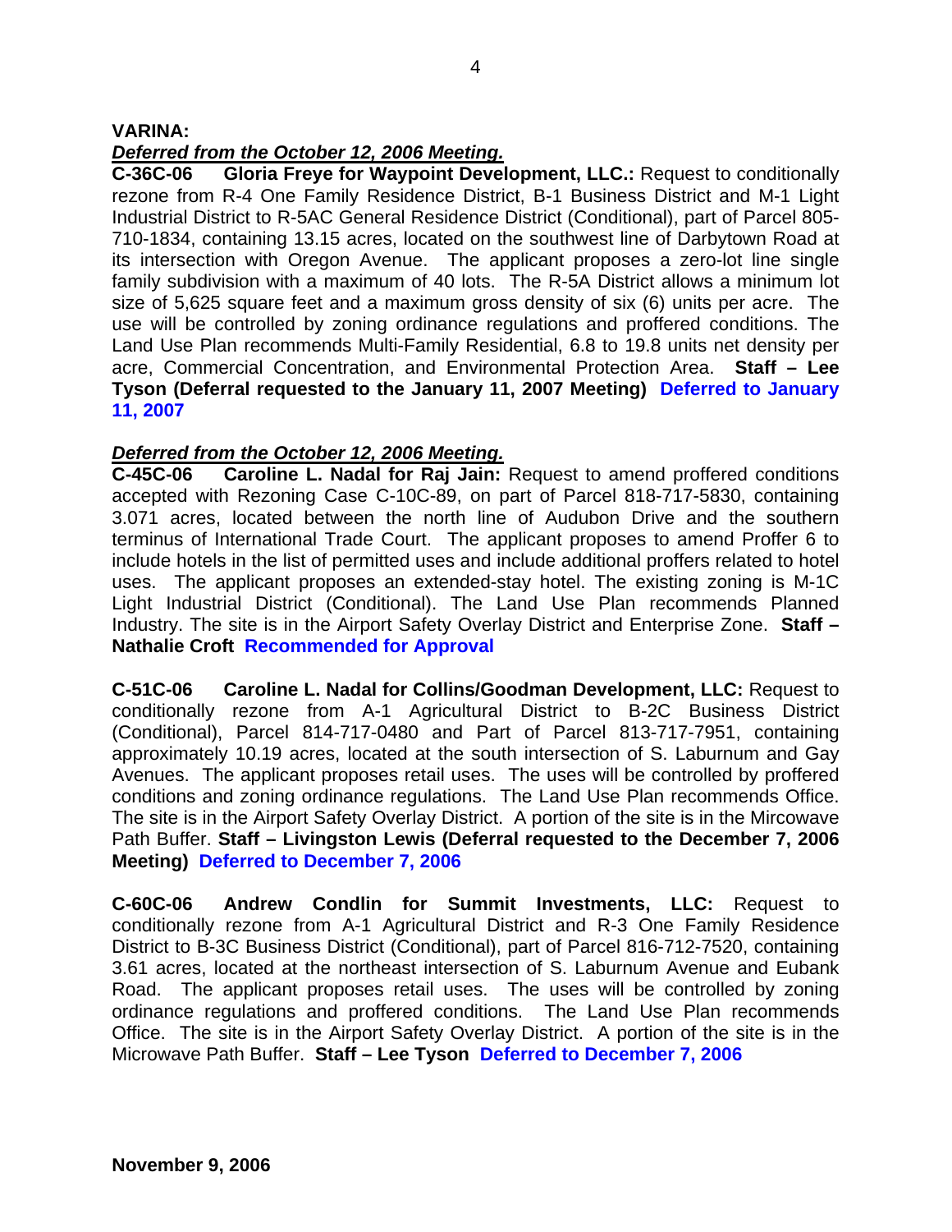**VARINA:**

***Deferred from the October 12, 2006 Meeting.***

**C-36C-06 Gloria Freye for Waypoint Development, LLC.:** Request to conditionally rezone from R-4 One Family Residence District, B-1 Business District and M-1 Light Industrial District to R-5AC General Residence District (Conditional), part of Parcel 805-710-1834, containing 13.15 acres, located on the southwest line of Darbytown Road at its intersection with Oregon Avenue. The applicant proposes a zero-lot line single family subdivision with a maximum of 40 lots. The R-5A District allows a minimum lot size of 5,625 square feet and a maximum gross density of six (6) units per acre. The use will be controlled by zoning ordinance regulations and proffered conditions. The Land Use Plan recommends Multi-Family Residential, 6.8 to 19.8 units net density per acre, Commercial Concentration, and Environmental Protection Area. **Staff – Lee Tyson (Deferral requested to the January 11, 2007 Meeting) Deferred to January 11, 2007**

***Deferred from the October 12, 2006 Meeting.***

**C-45C-06 Caroline L. Nadal for Raj Jain:** Request to amend proffered conditions accepted with Rezoning Case C-10C-89, on part of Parcel 818-717-5830, containing 3.071 acres, located between the north line of Audubon Drive and the southern terminus of International Trade Court. The applicant proposes to amend Proffer 6 to include hotels in the list of permitted uses and include additional proffers related to hotel uses. The applicant proposes an extended-stay hotel. The existing zoning is M-1C Light Industrial District (Conditional). The Land Use Plan recommends Planned Industry. The site is in the Airport Safety Overlay District and Enterprise Zone. **Staff – Nathalie Croft Recommended for Approval**

**C-51C-06 Caroline L. Nadal for Collins/Goodman Development, LLC:** Request to conditionally rezone from A-1 Agricultural District to B-2C Business District (Conditional), Parcel 814-717-0480 and Part of Parcel 813-717-7951, containing approximately 10.19 acres, located at the south intersection of S. Laburnum and Gay Avenues. The applicant proposes retail uses. The uses will be controlled by proffered conditions and zoning ordinance regulations. The Land Use Plan recommends Office. The site is in the Airport Safety Overlay District. A portion of the site is in the Mircowave Path Buffer. **Staff – Livingston Lewis (Deferral requested to the December 7, 2006 Meeting) Deferred to December 7, 2006**

**C-60C-06 Andrew Condlin for Summit Investments, LLC:** Request to conditionally rezone from A-1 Agricultural District and R-3 One Family Residence District to B-3C Business District (Conditional), part of Parcel 816-712-7520, containing 3.61 acres, located at the northeast intersection of S. Laburnum Avenue and Eubank Road. The applicant proposes retail uses. The uses will be controlled by zoning ordinance regulations and proffered conditions. The Land Use Plan recommends Office. The site is in the Airport Safety Overlay District. A portion of the site is in the Microwave Path Buffer. **Staff – Lee Tyson Deferred to December 7, 2006**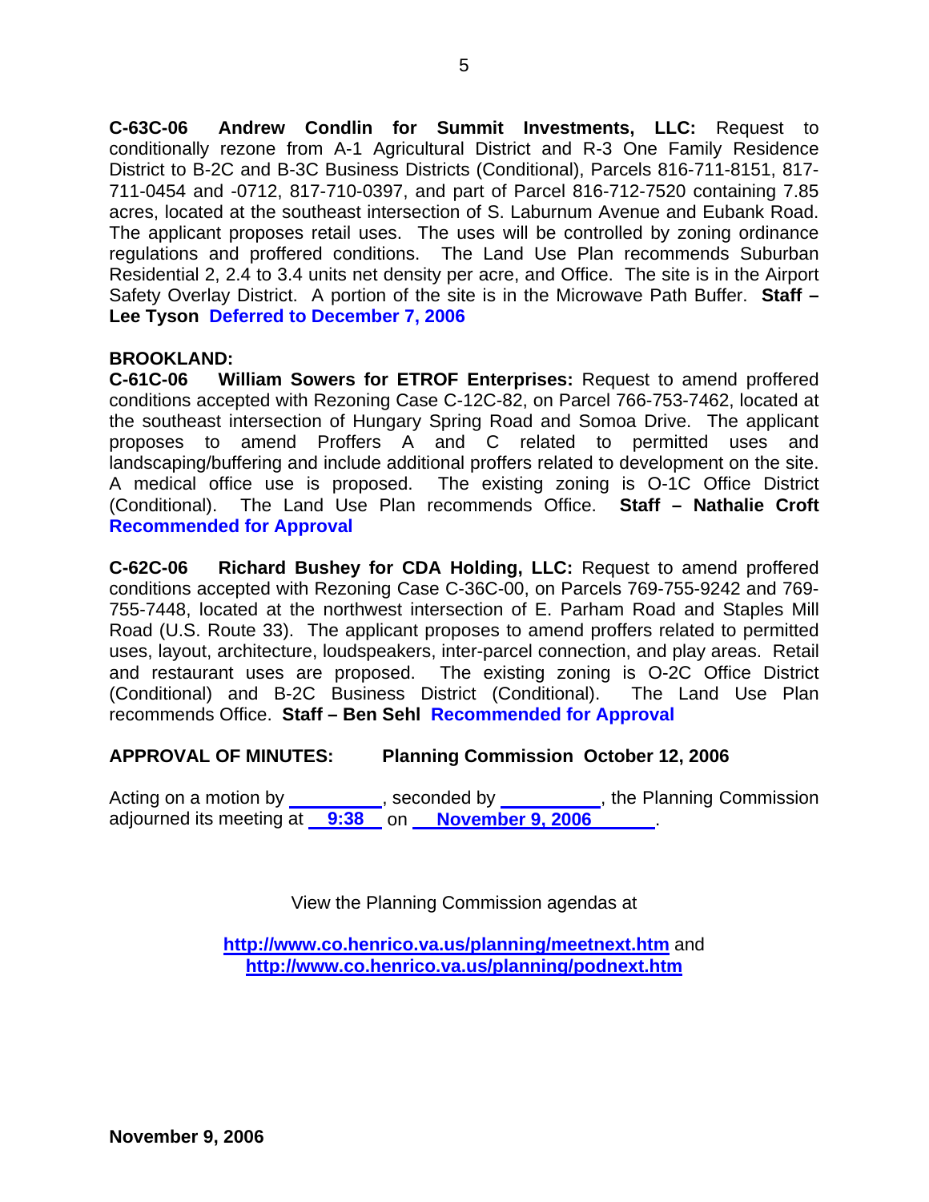**C-63C-06 Andrew Condlin for Summit Investments, LLC:** Request to conditionally rezone from A-1 Agricultural District and R-3 One Family Residence District to B-2C and B-3C Business Districts (Conditional), Parcels 816-711-8151, 817-711-0454 and -0712, 817-710-0397, and part of Parcel 816-712-7520 containing 7.85 acres, located at the southeast intersection of S. Laburnum Avenue and Eubank Road. The applicant proposes retail uses. The uses will be controlled by zoning ordinance regulations and proffered conditions. The Land Use Plan recommends Suburban Residential 2, 2.4 to 3.4 units net density per acre, and Office. The site is in the Airport Safety Overlay District. A portion of the site is in the Microwave Path Buffer. **Staff – Lee Tyson** **Deferred to December 7, 2006**

**BROOKLAND:**

**C-61C-06 William Sowers for ETROF Enterprises:** Request to amend proffered conditions accepted with Rezoning Case C-12C-82, on Parcel 766-753-7462, located at the southeast intersection of Hungary Spring Road and Somoa Drive. The applicant proposes to amend Proffers A and C related to permitted uses and landscaping/buffering and include additional proffers related to development on the site. A medical office use is proposed. The existing zoning is O-1C Office District (Conditional). The Land Use Plan recommends Office. **Staff – Nathalie Croft** **Recommended for Approval**

**C-62C-06 Richard Bushey for CDA Holding, LLC:** Request to amend proffered conditions accepted with Rezoning Case C-36C-00, on Parcels 769-755-9242 and 769-755-7448, located at the northwest intersection of E. Parham Road and Staples Mill Road (U.S. Route 33). The applicant proposes to amend proffers related to permitted uses, layout, architecture, loudspeakers, inter-parcel connection, and play areas. Retail and restaurant uses are proposed. The existing zoning is O-2C Office District (Conditional) and B-2C Business District (Conditional). The Land Use Plan recommends Office. **Staff – Ben Sehl** **Recommended for Approval**

**APPROVAL OF MINUTES: Planning Commission October 12, 2006**

Acting on a motion by __________, seconded by __________, the Planning Commission adjourned its meeting at **9:38** on **November 9, 2006**.

View the Planning Commission agendas at

**http://www.co.henrico.va.us/planning/meetnext.htm** and **http://www.co.henrico.va.us/planning/podnext.htm**

**November 9, 2006**